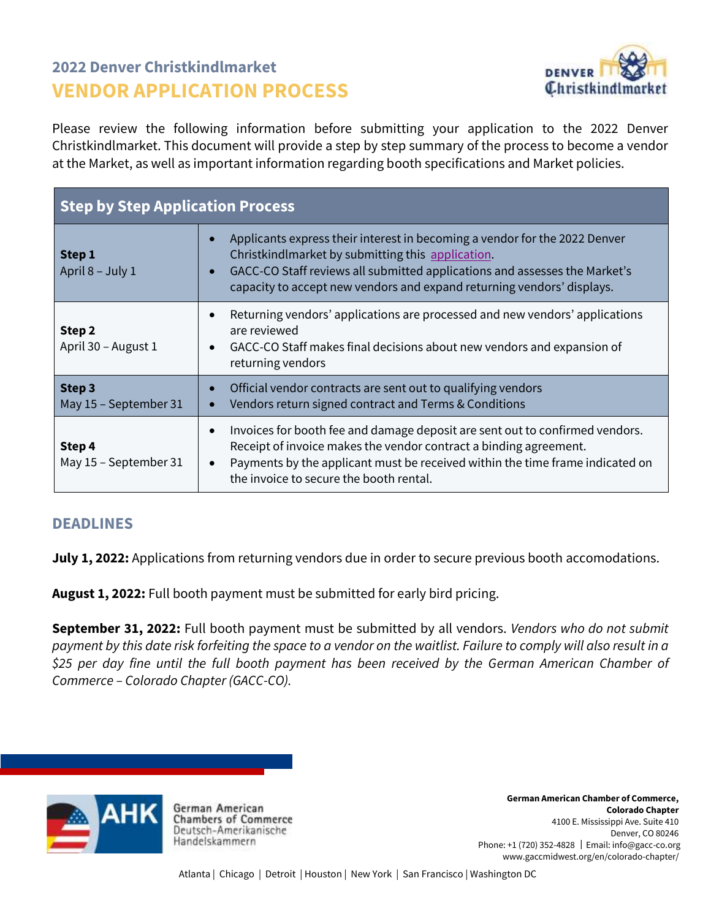## 2022 Denver Christkindlmarket

# VENDOR APPLICATION PROCESS

Please review the following information before submitting your application to the 2022 Denver Christkindlmarket. This document will provide a step by step summary of the process to become a vendor at the Market, as well as important information regarding booth specifications and Market policies.

| Step by Step Application Process | |
|---|---|
| **Step 1** April 8 – July 1 | • Applicants express their interest in becoming a vendor for the 2022 Denver Christkindlmarket by submitting this application. • GACC-CO Staff reviews all submitted applications and assesses the Market's capacity to accept new vendors and expand returning vendors' displays. |
| **Step 2** April 30 – August 1 | • Returning vendors' applications are processed and new vendors' applications are reviewed • GACC-CO Staff makes final decisions about new vendors and expansion of returning vendors |
| **Step 3** May 15 – September 31 | • Official vendor contracts are sent out to qualifying vendors • Vendors return signed contract and Terms & Conditions |
| **Step 4** May 15 – September 31 | • Invoices for booth fee and damage deposit are sent out to confirmed vendors. Receipt of invoice makes the vendor contract a binding agreement. • Payments by the applicant must be received within the time frame indicated on the invoice to secure the booth rental. |

## DEADLINES

**July 1, 2022:** Applications from returning vendors due in order to secure previous booth accomodations.

**August 1, 2022:** Full booth payment must be submitted for early bird pricing.

**September 31, 2022:** Full booth payment must be submitted by all vendors. *Vendors who do not submit payment by this date risk forfeiting the space to a vendor on the waitlist. Failure to comply will also result in a $25 per day fine until the full booth payment has been received by the German American Chamber of Commerce – Colorado Chapter (GACC-CO).*

AHK German American Chambers of Commerce
Deutsch-Amerikanische Handelskammern

**German American Chamber of Commerce, Colorado Chapter**
4100 E. Mississippi Ave. Suite 410
Denver, CO 80246
Phone: +1 (720) 352-4828 | Email: info@gacc-co.org
www.gaccmidwest.org/en/colorado-chapter/

Atlanta | Chicago | Detroit | Houston | New York | San Francisco | Washington DC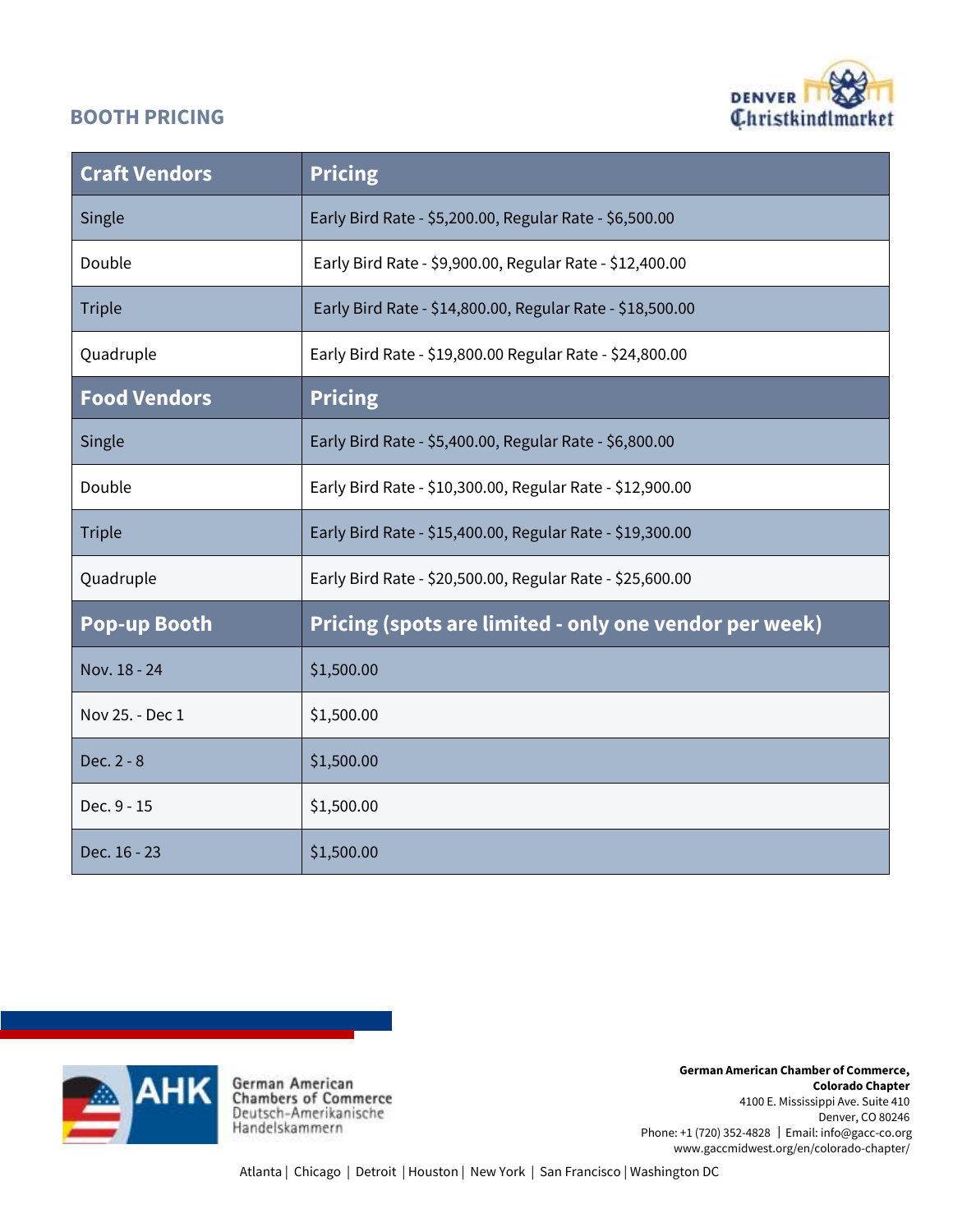## BOOTH PRICING

| Craft Vendors | Pricing |
|---|---|
| Single | Early Bird Rate - $5,200.00, Regular Rate - $6,500.00 |
| Double | Early Bird Rate - $9,900.00, Regular Rate - $12,400.00 |
| Triple | Early Bird Rate - $14,800.00, Regular Rate - $18,500.00 |
| Quadruple | Early Bird Rate - $19,800.00 Regular Rate - $24,800.00 |
| **Food Vendors** | **Pricing** |
| Single | Early Bird Rate - $5,400.00, Regular Rate - $6,800.00 |
| Double | Early Bird Rate - $10,300.00, Regular Rate - $12,900.00 |
| Triple | Early Bird Rate - $15,400.00, Regular Rate - $19,300.00 |
| Quadruple | Early Bird Rate - $20,500.00, Regular Rate - $25,600.00 |
| **Pop-up Booth** | **Pricing (spots are limited - only one vendor per week)** |
| Nov. 18 - 24 | $1,500.00 |
| Nov 25. - Dec 1 | $1,500.00 |
| Dec. 2 - 8 | $1,500.00 |
| Dec. 9 - 15 | $1,500.00 |
| Dec. 16 - 23 | $1,500.00 |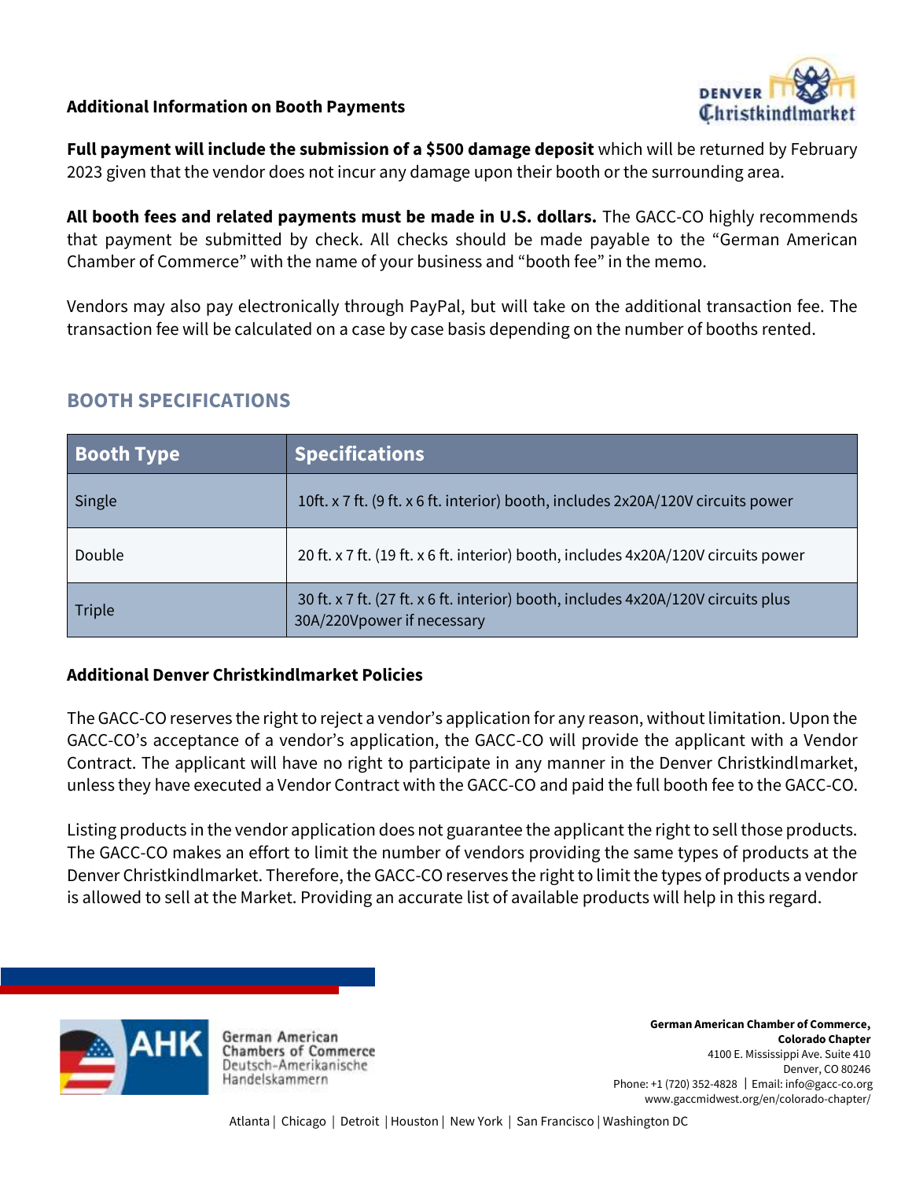**Additional Information on Booth Payments**

**Full payment will include the submission of a $500 damage deposit** which will be returned by February 2023 given that the vendor does not incur any damage upon their booth or the surrounding area.

**All booth fees and related payments must be made in U.S. dollars.** The GACC-CO highly recommends that payment be submitted by check. All checks should be made payable to the "German American Chamber of Commerce" with the name of your business and "booth fee" in the memo.

Vendors may also pay electronically through PayPal, but will take on the additional transaction fee. The transaction fee will be calculated on a case by case basis depending on the number of booths rented.

## BOOTH SPECIFICATIONS

| Booth Type | Specifications |
| --- | --- |
| Single | 10ft. x 7 ft. (9 ft. x 6 ft. interior) booth, includes 2x20A/120V circuits power |
| Double | 20 ft. x 7 ft. (19 ft. x 6 ft. interior) booth, includes 4x20A/120V circuits power |
| Triple | 30 ft. x 7 ft. (27 ft. x 6 ft. interior) booth, includes 4x20A/120V circuits plus 30A/220Vpower if necessary |

**Additional Denver Christkindlmarket Policies**

The GACC-CO reserves the right to reject a vendor's application for any reason, without limitation. Upon the GACC-CO's acceptance of a vendor's application, the GACC-CO will provide the applicant with a Vendor Contract. The applicant will have no right to participate in any manner in the Denver Christkindlmarket, unless they have executed a Vendor Contract with the GACC-CO and paid the full booth fee to the GACC-CO.

Listing products in the vendor application does not guarantee the applicant the right to sell those products. The GACC-CO makes an effort to limit the number of vendors providing the same types of products at the Denver Christkindlmarket. Therefore, the GACC-CO reserves the right to limit the types of products a vendor is allowed to sell at the Market. Providing an accurate list of available products will help in this regard.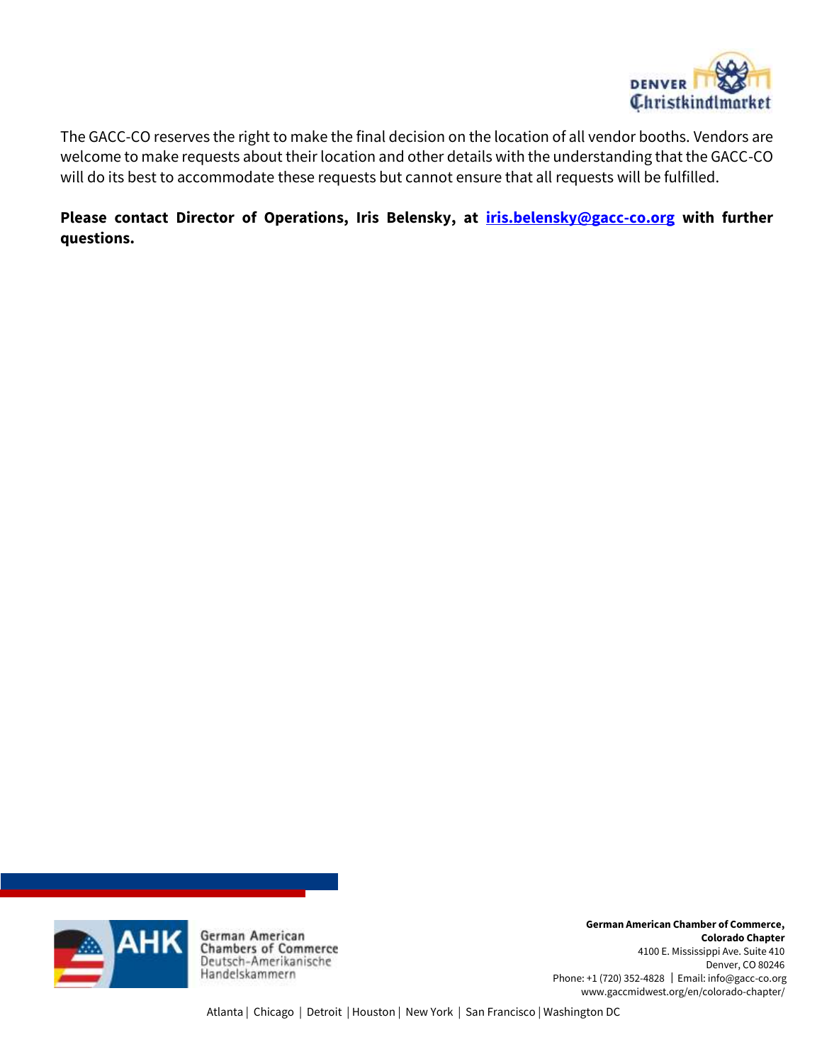The GACC-CO reserves the right to make the final decision on the location of all vendor booths. Vendors are welcome to make requests about their location and other details with the understanding that the GACC-CO will do its best to accommodate these requests but cannot ensure that all requests will be fulfilled.

**Please contact Director of Operations, Iris Belensky, at [iris.belensky@gacc-co.org](mailto:iris.belensky@gacc-co.org) with further questions.**